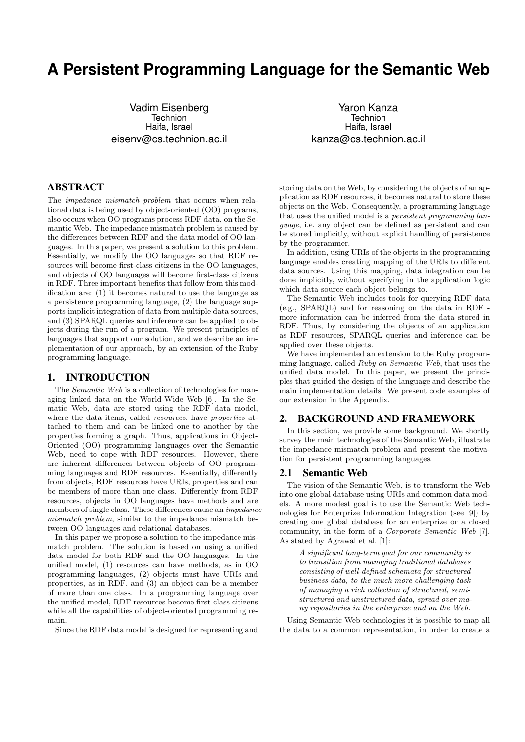# A Persistent Programming Language for the Semantic Web

Vadim Eisenberg
Technion
Haifa, Israel
eisenv@cs.technion.ac.il

Yaron Kanza
Technion
Haifa, Israel
kanza@cs.technion.ac.il

## ABSTRACT

The *impedance mismatch problem* that occurs when relational data is being used by object-oriented (OO) programs, also occurs when OO programs process RDF data, on the Semantic Web. The impedance mismatch problem is caused by the differences between RDF and the data model of OO languages. In this paper, we present a solution to this problem. Essentially, we modify the OO languages so that RDF resources will become first-class citizens in the OO languages, and objects of OO languages will become first-class citizens in RDF. Three important benefits that follow from this modification are: (1) it becomes natural to use the language as a persistence programming language, (2) the language supports implicit integration of data from multiple data sources, and (3) SPARQL queries and inference can be applied to objects during the run of a program. We present principles of languages that support our solution, and we describe an implementation of our approach, by an extension of the Ruby programming language.

## 1. INTRODUCTION

The *Semantic Web* is a collection of technologies for managing linked data on the World-Wide Web [6]. In the Sematic Web, data are stored using the RDF data model, where the data items, called *resources*, have *properties* attached to them and can be linked one to another by the properties forming a graph. Thus, applications in Object-Oriented (OO) programming languages over the Semantic Web, need to cope with RDF resources. However, there are inherent differences between objects of OO programming languages and RDF resources. Essentially, differently from objects, RDF resources have URIs, properties and can be members of more than one class. Differently from RDF resources, objects in OO languages have methods and are members of single class. These differences cause an *impedance mismatch problem*, similar to the impedance mismatch between OO languages and relational databases.

In this paper we propose a solution to the impedance mismatch problem. The solution is based on using a unified data model for both RDF and the OO languages. In the unified model, (1) resources can have methods, as in OO programming languages, (2) objects must have URIs and properties, as in RDF, and (3) an object can be a member of more than one class. In a programming language over the unified model, RDF resources become first-class citizens while all the capabilities of object-oriented programming remain.

Since the RDF data model is designed for representing and storing data on the Web, by considering the objects of an application as RDF resources, it becomes natural to store these objects on the Web. Consequently, a programming language that uses the unified model is a *persistent programming language*, i.e. any object can be defined as persistent and can be stored implicitly, without explicit handling of persistence by the programmer.

In addition, using URIs of the objects in the programming language enables creating mapping of the URIs to different data sources. Using this mapping, data integration can be done implicitly, without specifying in the application logic which data source each object belongs to.

The Semantic Web includes tools for querying RDF data (e.g., SPARQL) and for reasoning on the data in RDF - more information can be inferred from the data stored in RDF. Thus, by considering the objects of an application as RDF resources, SPARQL queries and inference can be applied over these objects.

We have implemented an extension to the Ruby programming language, called *Ruby on Semantic Web*, that uses the unified data model. In this paper, we present the principles that guided the design of the language and describe the main implementation details. We present code examples of our extension in the Appendix.

## 2. BACKGROUND AND FRAMEWORK

In this section, we provide some background. We shortly survey the main technologies of the Semantic Web, illustrate the impedance mismatch problem and present the motivation for persistent programming languages.

### 2.1 Semantic Web

The vision of the Semantic Web, is to transform the Web into one global database using URIs and common data models. A more modest goal is to use the Semantic Web technologies for Enterprize Information Integration (see [9]) by creating one global database for an enterprize or a closed community, in the form of a *Corporate Semantic Web* [7]. As stated by Agrawal et al. [1]:

> *A significant long-term goal for our community is to transition from managing traditional databases consisting of well-defined schemata for structured business data, to the much more challenging task of managing a rich collection of structured, semi-structured and unstructured data, spread over many repositories in the enterprize and on the Web.*

Using Semantic Web technologies it is possible to map all the data to a common representation, in order to create a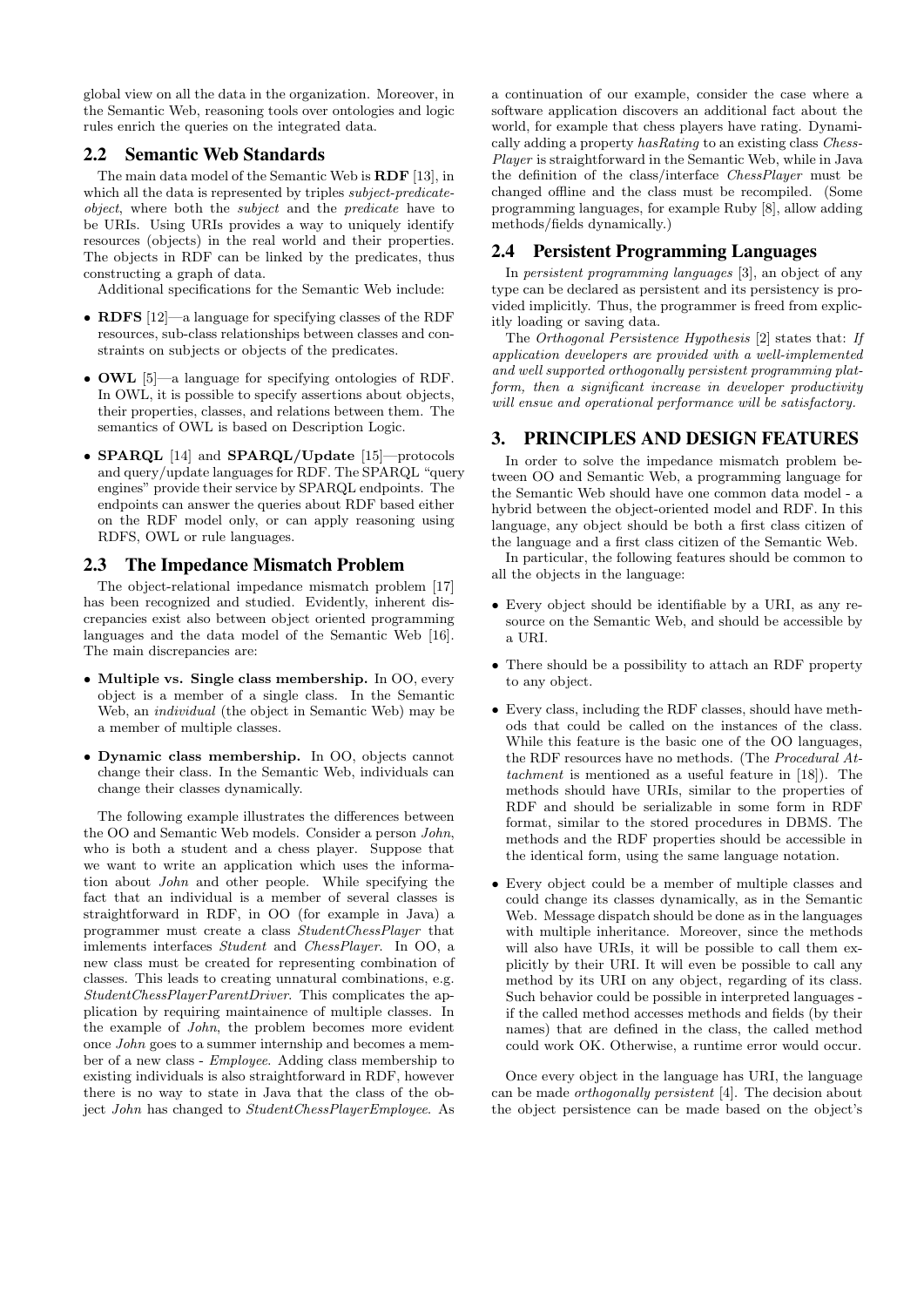global view on all the data in the organization. Moreover, in the Semantic Web, reasoning tools over ontologies and logic rules enrich the queries on the integrated data.

## 2.2 Semantic Web Standards

The main data model of the Semantic Web is **RDF** [13], in which all the data is represented by triples *subject-predicate-object*, where both the *subject* and the *predicate* have to be URIs. Using URIs provides a way to uniquely identify resources (objects) in the real world and their properties. The objects in RDF can be linked by the predicates, thus constructing a graph of data.

Additional specifications for the Semantic Web include:

- **RDFS** [12]—a language for specifying classes of the RDF resources, sub-class relationships between classes and constraints on subjects or objects of the predicates.
- **OWL** [5]—a language for specifying ontologies of RDF. In OWL, it is possible to specify assertions about objects, their properties, classes, and relations between them. The semantics of OWL is based on Description Logic.
- **SPARQL** [14] and **SPARQL/Update** [15]—protocols and query/update languages for RDF. The SPARQL "query engines" provide their service by SPARQL endpoints. The endpoints can answer the queries about RDF based either on the RDF model only, or can apply reasoning using RDFS, OWL or rule languages.

## 2.3 The Impedance Mismatch Problem

The object-relational impedance mismatch problem [17] has been recognized and studied. Evidently, inherent discrepancies exist also between object oriented programming languages and the data model of the Semantic Web [16]. The main discrepancies are:

- **Multiple vs. Single class membership.** In OO, every object is a member of a single class. In the Semantic Web, an *individual* (the object in Semantic Web) may be a member of multiple classes.
- **Dynamic class membership.** In OO, objects cannot change their class. In the Semantic Web, individuals can change their classes dynamically.

The following example illustrates the differences between the OO and Semantic Web models. Consider a person *John*, who is both a student and a chess player. Suppose that we want to write an application which uses the information about *John* and other people. While specifying the fact that an individual is a member of several classes is straightforward in RDF, in OO (for example in Java) a programmer must create a class *StudentChessPlayer* that imlements interfaces *Student* and *ChessPlayer*. In OO, a new class must be created for representing combination of classes. This leads to creating unnatural combinations, e.g. *StudentChessPlayerParentDriver*. This complicates the application by requiring maintainence of multiple classes. In the example of *John*, the problem becomes more evident once *John* goes to a summer internship and becomes a member of a new class - *Employee*. Adding class membership to existing individuals is also straightforward in RDF, however there is no way to state in Java that the class of the object *John* has changed to *StudentChessPlayerEmployee*. As a continuation of our example, consider the case where a software application discovers an additional fact about the world, for example that chess players have rating. Dynamically adding a property *hasRating* to an existing class *ChessPlayer* is straightforward in the Semantic Web, while in Java the definition of the class/interface *ChessPlayer* must be changed offline and the class must be recompiled. (Some programming languages, for example Ruby [8], allow adding methods/fields dynamically.)

## 2.4 Persistent Programming Languages

In *persistent programming languages* [3], an object of any type can be declared as persistent and its persistency is provided implicitly. Thus, the programmer is freed from explicitly loading or saving data.

The *Orthogonal Persistence Hypothesis* [2] states that: *If application developers are provided with a well-implemented and well supported orthogonally persistent programming platform, then a significant increase in developer productivity will ensue and operational performance will be satisfactory.*

# 3. PRINCIPLES AND DESIGN FEATURES

In order to solve the impedance mismatch problem between OO and Semantic Web, a programming language for the Semantic Web should have one common data model - a hybrid between the object-oriented model and RDF. In this language, any object should be both a first class citizen of the language and a first class citizen of the Semantic Web.

In particular, the following features should be common to all the objects in the language:

- Every object should be identifiable by a URI, as any resource on the Semantic Web, and should be accessible by a URI.
- There should be a possibility to attach an RDF property to any object.
- Every class, including the RDF classes, should have methods that could be called on the instances of the class. While this feature is the basic one of the OO languages, the RDF resources have no methods. (The *Procedural Attachment* is mentioned as a useful feature in [18]). The methods should have URIs, similar to the properties of RDF and should be serializable in some form in RDF format, similar to the stored procedures in DBMS. The methods and the RDF properties should be accessible in the identical form, using the same language notation.
- Every object could be a member of multiple classes and could change its classes dynamically, as in the Semantic Web. Message dispatch should be done as in the languages with multiple inheritance. Moreover, since the methods will also have URIs, it will be possible to call them explicitly by their URI. It will even be possible to call any method by its URI on any object, regarding of its class. Such behavior could be possible in interpreted languages - if the called method accesses methods and fields (by their names) that are defined in the class, the called method could work OK. Otherwise, a runtime error would occur.

Once every object in the language has URI, the language can be made *orthogonally persistent* [4]. The decision about the object persistence can be made based on the object's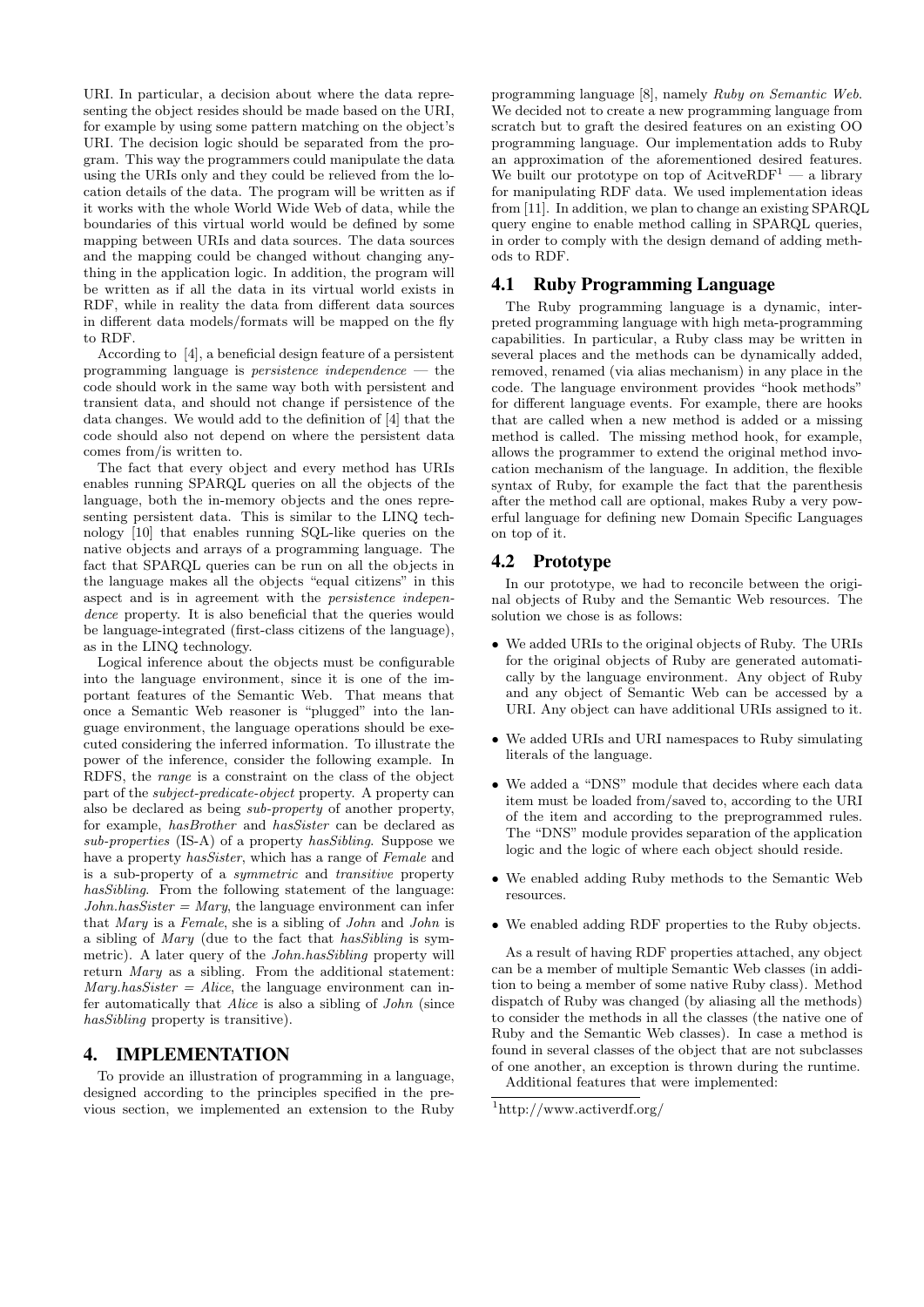URI. In particular, a decision about where the data representing the object resides should be made based on the URI, for example by using some pattern matching on the object's URI. The decision logic should be separated from the program. This way the programmers could manipulate the data using the URIs only and they could be relieved from the location details of the data. The program will be written as if it works with the whole World Wide Web of data, while the boundaries of this virtual world would be defined by some mapping between URIs and data sources. The data sources and the mapping could be changed without changing anything in the application logic. In addition, the program will be written as if all the data in its virtual world exists in RDF, while in reality the data from different data sources in different data models/formats will be mapped on the fly to RDF.

According to [4], a beneficial design feature of a persistent programming language is *persistence independence* — the code should work in the same way both with persistent and transient data, and should not change if persistence of the data changes. We would add to the definition of [4] that the code should also not depend on where the persistent data comes from/is written to.

The fact that every object and every method has URIs enables running SPARQL queries on all the objects of the language, both the in-memory objects and the ones representing persistent data. This is similar to the LINQ technology [10] that enables running SQL-like queries on the native objects and arrays of a programming language. The fact that SPARQL queries can be run on all the objects in the language makes all the objects "equal citizens" in this aspect and is in agreement with the *persistence independence* property. It is also beneficial that the queries would be language-integrated (first-class citizens of the language), as in the LINQ technology.

Logical inference about the objects must be configurable into the language environment, since it is one of the important features of the Semantic Web. That means that once a Semantic Web reasoner is "plugged" into the language environment, the language operations should be executed considering the inferred information. To illustrate the power of the inference, consider the following example. In RDFS, the *range* is a constraint on the class of the object part of the *subject-predicate-object* property. A property can also be declared as being *sub-property* of another property, for example, *hasBrother* and *hasSister* can be declared as *sub-properties* (IS-A) of a property *hasSibling*. Suppose we have a property *hasSister*, which has a range of *Female* and is a sub-property of a *symmetric* and *transitive* property *hasSibling*. From the following statement of the language: *John.hasSister = Mary*, the language environment can infer that *Mary* is a *Female*, she is a sibling of *John* and *John* is a sibling of *Mary* (due to the fact that *hasSibling* is symmetric). A later query of the *John.hasSibling* property will return *Mary* as a sibling. From the additional statement: *Mary.hasSister = Alice*, the language environment can infer automatically that *Alice* is also a sibling of *John* (since *hasSibling* property is transitive).

## 4. IMPLEMENTATION

To provide an illustration of programming in a language, designed according to the principles specified in the previous section, we implemented an extension to the Ruby programming language [8], namely *Ruby on Semantic Web*. We decided not to create a new programming language from scratch but to graft the desired features on an existing OO programming language. Our implementation adds to Ruby an approximation of the aforementioned desired features. We built our prototype on top of AcitveRDF[1] — a library for manipulating RDF data. We used implementation ideas from [11]. In addition, we plan to change an existing SPARQL query engine to enable method calling in SPARQL queries, in order to comply with the design demand of adding methods to RDF.

### 4.1 Ruby Programming Language

The Ruby programming language is a dynamic, interpreted programming language with high meta-programming capabilities. In particular, a Ruby class may be written in several places and the methods can be dynamically added, removed, renamed (via alias mechanism) in any place in the code. The language environment provides "hook methods" for different language events. For example, there are hooks that are called when a new method is added or a missing method is called. The missing method hook, for example, allows the programmer to extend the original method invocation mechanism of the language. In addition, the flexible syntax of Ruby, for example the fact that the parenthesis after the method call are optional, makes Ruby a very powerful language for defining new Domain Specific Languages on top of it.

### 4.2 Prototype

In our prototype, we had to reconcile between the original objects of Ruby and the Semantic Web resources. The solution we chose is as follows:

- We added URIs to the original objects of Ruby. The URIs for the original objects of Ruby are generated automatically by the language environment. Any object of Ruby and any object of Semantic Web can be accessed by a URI. Any object can have additional URIs assigned to it.
- We added URIs and URI namespaces to Ruby simulating literals of the language.
- We added a "DNS" module that decides where each data item must be loaded from/saved to, according to the URI of the item and according to the preprogrammed rules. The "DNS" module provides separation of the application logic and the logic of where each object should reside.
- We enabled adding Ruby methods to the Semantic Web resources.
- We enabled adding RDF properties to the Ruby objects.

As a result of having RDF properties attached, any object can be a member of multiple Semantic Web classes (in addition to being a member of some native Ruby class). Method dispatch of Ruby was changed (by aliasing all the methods) to consider the methods in all the classes (the native one of Ruby and the Semantic Web classes). In case a method is found in several classes of the object that are not subclasses of one another, an exception is thrown during the runtime.

Additional features that were implemented:

[1] http://www.activerdf.org/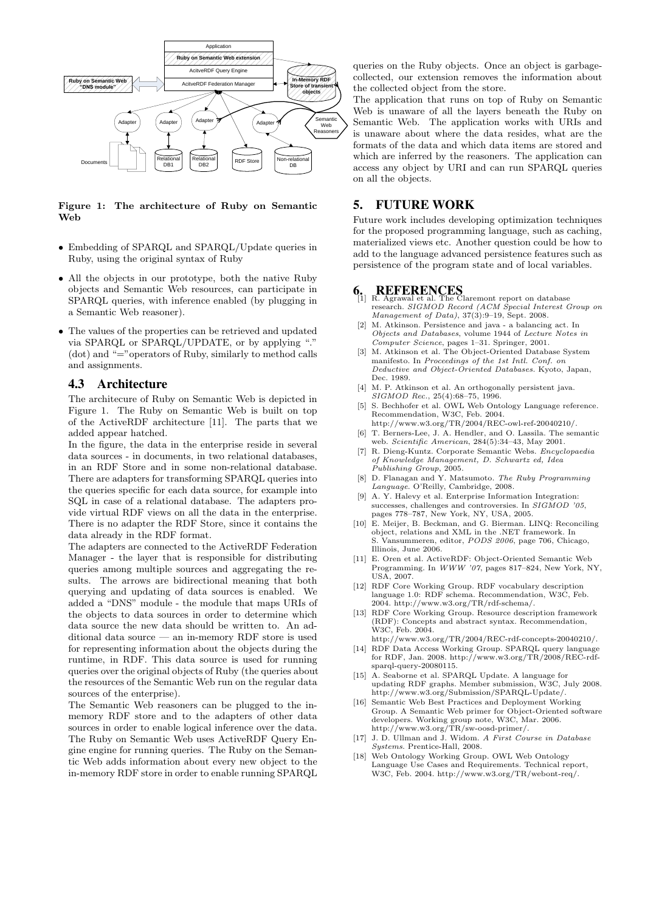**Figure 1: The architecture of Ruby on Semantic Web**

- Embedding of SPARQL and SPARQL/Update queries in Ruby, using the original syntax of Ruby
- All the objects in our prototype, both the native Ruby objects and Semantic Web resources, can participate in SPARQL queries, with inference enabled (by plugging in a Semantic Web reasoner).
- The values of the properties can be retrieved and updated via SPARQL or SPARQL/UPDATE, or by applying "." (dot) and "="operators of Ruby, similarly to method calls and assignments.

### 4.3 Architecture

The architecure of Ruby on Semantic Web is depicted in Figure 1. The Ruby on Semantic Web is built on top of the ActiveRDF architecture [11]. The parts that we added appear hatched.

In the figure, the data in the enterprise reside in several data sources - in documents, in two relational databases, in an RDF Store and in some non-relational database. There are adapters for transforming SPARQL queries into the queries specific for each data source, for example into SQL in case of a relational database. The adapters provide virtual RDF views on all the data in the enterprise. There is no adapter the RDF Store, since it contains the data already in the RDF format.

The adapters are connected to the ActiveRDF Federation Manager - the layer that is responsible for distributing queries among multiple sources and aggregating the results. The arrows are bidirectional meaning that both querying and updating of data sources is enabled. We added a "DNS" module - the module that maps URIs of the objects to data sources in order to determine which data source the new data should be written to. An additional data source — an in-memory RDF store is used for representing information about the objects during the runtime, in RDF. This data source is used for running queries over the original objects of Ruby (the queries about the resources of the Semantic Web run on the regular data sources of the enterprise).

The Semantic Web reasoners can be plugged to the in-memory RDF store and to the adapters of other data sources in order to enable logical inference over the data. The Ruby on Semantic Web uses ActiveRDF Query Engine engine for running queries. The Ruby on the Semantic Web adds information about every new object to the in-memory RDF store in order to enable running SPARQL queries on the Ruby objects. Once an object is garbage-collected, our extension removes the information about the collected object from the store.

The application that runs on top of Ruby on Semantic Web is unaware of all the layers beneath the Ruby on Semantic Web. The application works with URIs and is unaware about where the data resides, what are the formats of the data and which data items are stored and which are inferred by the reasoners. The application can access any object by URI and can run SPARQL queries on all the objects.

## 5. FUTURE WORK

Future work includes developing optimization techniques for the proposed programming language, such as caching, materialized views etc. Another question could be how to add to the language advanced persistence features such as persistence of the program state and of local variables.

## 6. REFERENCES

[1] R. Agrawal et al. The Claremont report on database research. *SIGMOD Record (ACM Special Interest Group on Management of Data)*, 37(3):9–19, Sept. 2008.

[2] M. Atkinson. Persistence and java - a balancing act. In *Objects and Databases*, volume 1944 of *Lecture Notes in Computer Science*, pages 1–31. Springer, 2001.

[3] M. Atkinson et al. The Object-Oriented Database System manifesto. In *Proceedings of the 1st Intl. Conf. on Deductive and Object-Oriented Databases*. Kyoto, Japan, Dec. 1989.

[4] M. P. Atkinson et al. An orthogonally persistent java. *SIGMOD Rec.*, 25(4):68–75, 1996.

[5] S. Bechhofer et al. OWL Web Ontology Language reference. Recommendation, W3C, Feb. 2004. http://www.w3.org/TR/2004/REC-owl-ref-20040210/.

[6] T. Berners-Lee, J. A. Hendler, and O. Lassila. The semantic web. *Scientific American*, 284(5):34–43, May 2001.

[7] R. Dieng-Kuntz. Corporate Semantic Webs. *Encyclopaedia of Knowledge Management, D. Schwartz ed, Idea Publishing Group*, 2005.

[8] D. Flanagan and Y. Matsumoto. *The Ruby Programming Language*. O'Reilly, Cambridge, 2008.

[9] A. Y. Halevy et al. Enterprise Information Integration: successes, challenges and controversies. In *SIGMOD '05*, pages 778–787, New York, NY, USA, 2005.

[10] E. Meijer, B. Beckman, and G. Bierman. LINQ: Reconciling object, relations and XML in the .NET framework. In S. Vansummeren, editor, *PODS 2006*, page 706, Chicago, Illinois, June 2006.

[11] E. Oren et al. ActiveRDF: Object-Oriented Semantic Web Programming. In *WWW '07*, pages 817–824, New York, NY, USA, 2007.

[12] RDF Core Working Group. RDF vocabulary description language 1.0: RDF schema. Recommendation, W3C, Feb. 2004. http://www.w3.org/TR/rdf-schema/.

[13] RDF Core Working Group. Resource description framework (RDF): Concepts and abstract syntax. Recommendation, W3C, Feb. 2004. http://www.w3.org/TR/2004/REC-rdf-concepts-20040210/.

[14] RDF Data Access Working Group. SPARQL query language for RDF, Jan. 2008. http://www.w3.org/TR/2008/REC-rdf-sparql-query-20080115.

[15] A. Seaborne et al. SPARQL Update. A language for updating RDF graphs. Member submission, W3C, July 2008. http://www.w3.org/Submission/SPARQL-Update/.

[16] Semantic Web Best Practices and Deployment Working Group. A Semantic Web primer for Object-Oriented software developers. Working group note, W3C, Mar. 2006. http://www.w3.org/TR/sw-oosd-primer/.

[17] J. D. Ullman and J. Widom. *A First Course in Database Systems*. Prentice-Hall, 2008.

[18] Web Ontology Working Group. OWL Web Ontology Language Use Cases and Requirements. Technical report, W3C, Feb. 2004. http://www.w3.org/TR/webont-req/.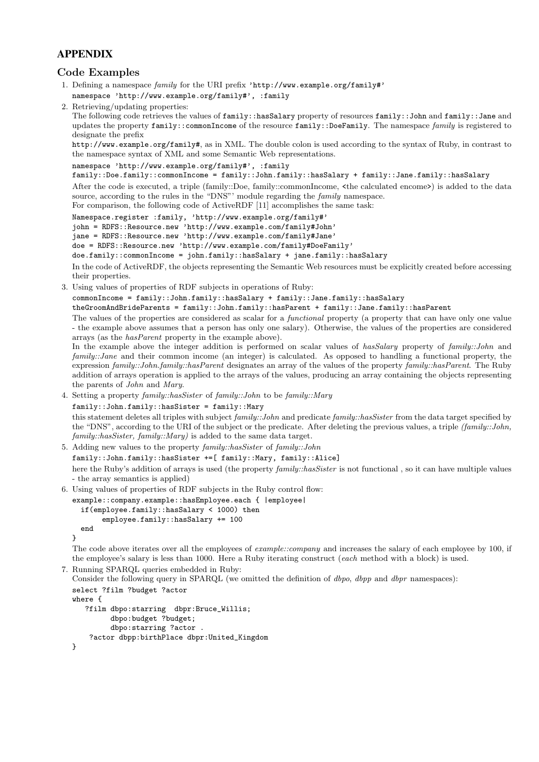## APPENDIX

### Code Examples

1. Defining a namespace *family* for the URI prefix `'http://www.example.org/family#'`

   ```
   namespace 'http://www.example.org/family#', :family
   ```

2. Retrieving/updating properties:
   The following code retrieves the values of `family::hasSalary` property of resources `family::John` and `family::Jane` and updates the property `family::commonIncome` of the resource `family::DoeFamily`. The namespace *family* is registered to designate the prefix
   `http://www.example.org/family#`, as in XML. The double colon is used according to the syntax of Ruby, in contrast to the namespace syntax of XML and some Semantic Web representations.

   ```
   namespace 'http://www.example.org/family#', :family
   family::Doe.family::commonIncome = family::John.family::hasSalary + family::Jane.family::hasSalary
   ```

   After the code is executed, a triple (family::Doe, family::commonIncome, <the calculated encome>) is added to the data source, according to the rules in the "DNS"' module regarding the *family* namespace.
   For comparison, the following code of ActiveRDF [11] accomplishes the same task:

   ```
   Namespace.register :family, 'http://www.example.org/family#'
   john = RDFS::Resource.new 'http://www.example.com/family#John'
   jane = RDFS::Resource.new 'http://www.example.com/family#Jane'
   doe = RDFS::Resource.new 'http://www.example.com/family#DoeFamily'
   doe.family::commonIncome = john.family::hasSalary + jane.family::hasSalary
   ```

   In the code of ActiveRDF, the objects representing the Semantic Web resources must be explicitly created before accessing their properties.

3. Using values of properties of RDF subjects in operations of Ruby:

   ```
   commonIncome = family::John.family::hasSalary + family::Jane.family::hasSalary
   theGroomAndBrideParents = family::John.family::hasParent + family::Jane.family::hasParent
   ```

   The values of the properties are considered as scalar for a *functional* property (a property that can have only one value - the example above assumes that a person has only one salary). Otherwise, the values of the properties are considered arrays (as the *hasParent* property in the example above).
   In the example above the integer addition is performed on scalar values of *hasSalary* property of *family::John* and *family::Jane* and their common income (an integer) is calculated. As opposed to handling a functional property, the expression *family::John.family::hasParent* designates an array of the values of the property *family::hasParent*. The Ruby addition of arrays operation is applied to the arrays of the values, producing an array containing the objects representing the parents of *John* and *Mary*.

4. Setting a property *family::hasSister* of *family::John* to be *family::Mary*

   ```
   family::John.family::hasSister = family::Mary
   ```

   this statement deletes all triples with subject *family::John* and predicate *family::hasSister* from the data target specified by the "DNS", according to the URI of the subject or the predicate. After deleting the previous values, a triple *(family::John, family::hasSister, family::Mary)* is added to the same data target.

5. Adding new values to the property *family::hasSister* of *family::John*

   ```
   family::John.family::hasSister +=[ family::Mary, family::Alice]
   ```

   here the Ruby's addition of arrays is used (the property *family::hasSister* is not functional , so it can have multiple values - the array semantics is applied)

6. Using values of properties of RDF subjects in the Ruby control flow:

   ```
   example::company.example::hasEmployee.each { |employee|
     if(employee.family::hasSalary < 1000) then
          employee.family::hasSalary += 100
     end
   }
   ```

   The code above iterates over all the employees of *example::company* and increases the salary of each employee by 100, if the employee's salary is less than 1000. Here a Ruby iterating construct (*each* method with a block) is used.

7. Running SPARQL queries embedded in Ruby:
   Consider the following query in SPARQL (we omitted the definition of *dbpo*, *dbpp* and *dbpr* namespaces):

   ```
   select ?film ?budget ?actor
   where {
      ?film dbpo:starring  dbpr:Bruce_Willis;
            dbpo:budget ?budget;
            dbpo:starring ?actor .
       ?actor dbpp:birthPlace dbpr:United_Kingdom
   }
   ```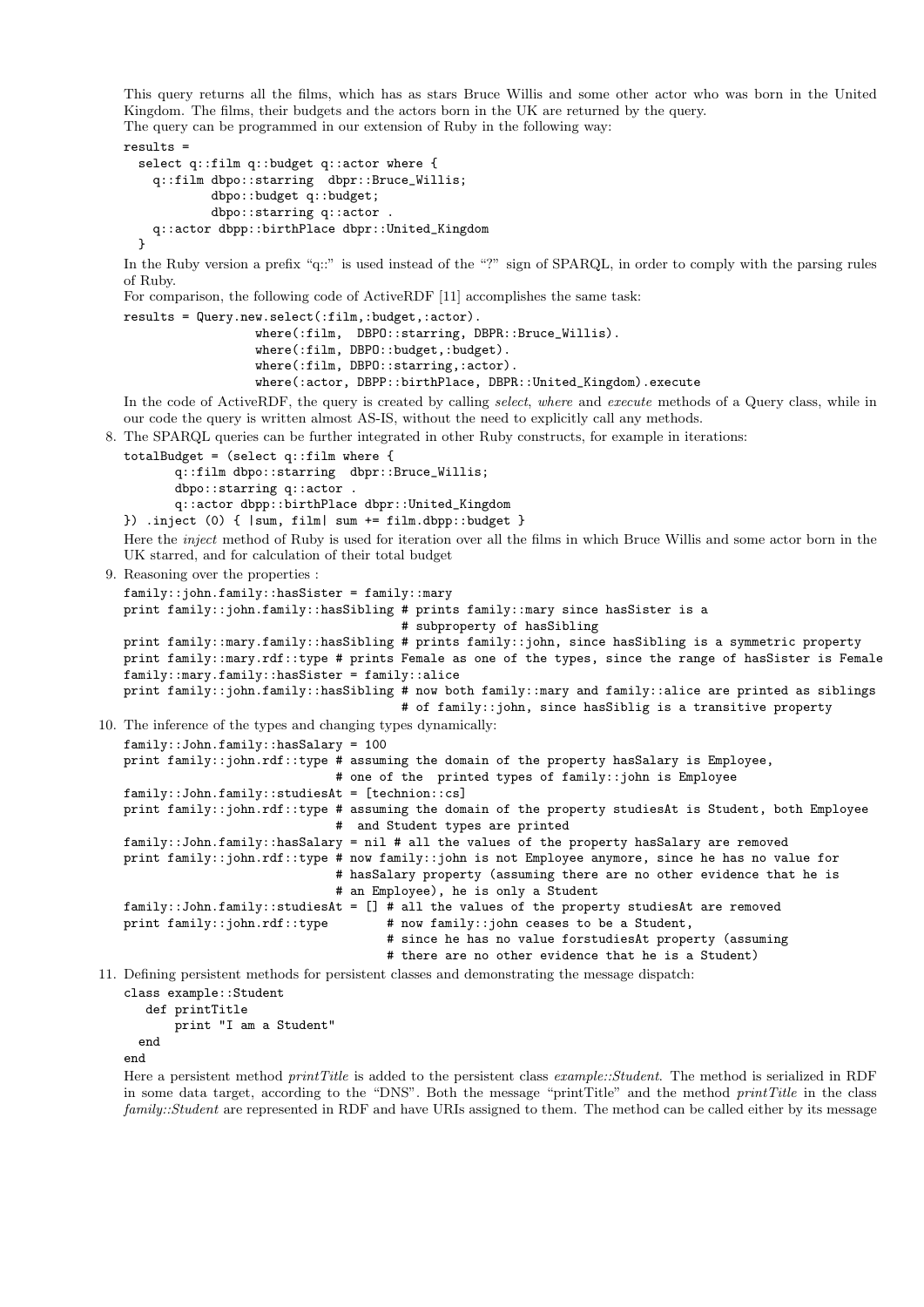This query returns all the films, which has as stars Bruce Willis and some other actor who was born in the United Kingdom. The films, their budgets and the actors born in the UK are returned by the query.
The query can be programmed in our extension of Ruby in the following way:

```
results =
  select q::film q::budget q::actor where {
    q::film dbpo::starring  dbpr::Bruce_Willis;
            dbpo::budget q::budget;
            dbpo::starring q::actor .
    q::actor dbpp::birthPlace dbpr::United_Kingdom
  }
```

In the Ruby version a prefix "q::" is used instead of the "?" sign of SPARQL, in order to comply with the parsing rules of Ruby.
For comparison, the following code of ActiveRDF [11] accomplishes the same task:

```
results = Query.new.select(:film,:budget,:actor).
                  where(:film,  DBPO::starring, DBPR::Bruce_Willis).
                  where(:film, DBPO::budget,:budget).
                  where(:film, DBPO::starring,:actor).
                  where(:actor, DBPP::birthPlace, DBPR::United_Kingdom).execute
```

In the code of ActiveRDF, the query is created by calling *select*, *where* and *execute* methods of a Query class, while in our code the query is written almost AS-IS, without the need to explicitly call any methods.

8. The SPARQL queries can be further integrated in other Ruby constructs, for example in iterations:

```
totalBudget = (select q::film where {
      q::film dbpo::starring  dbpr::Bruce_Willis;
      dbpo::starring q::actor .
      q::actor dbpp::birthPlace dbpr::United_Kingdom
}) .inject (0) { |sum, film| sum += film.dbpp::budget }
```

Here the *inject* method of Ruby is used for iteration over all the films in which Bruce Willis and some actor born in the UK starred, and for calculation of their total budget

9. Reasoning over the properties :

```
family::john.family::hasSister = family::mary
print family::john.family::hasSibling # prints family::mary since hasSister is a
                                      # subproperty of hasSibling
print family::mary.family::hasSibling # prints family::john, since hasSibling is a symmetric property
print family::mary.rdf::type # prints Female as one of the types, since the range of hasSister is Female
family::mary.family::hasSister = family::alice
print family::john.family::hasSibling # now both family::mary and family::alice are printed as siblings
                                      # of family::john, since hasSiblig is a transitive property
```

10. The inference of the types and changing types dynamically:

```
family::John.family::hasSalary = 100
print family::john.rdf::type # assuming the domain of the property hasSalary is Employee,
                             # one of the  printed types of family::john is Employee
family::John.family::studiesAt = [technion::cs]
print family::john.rdf::type # assuming the domain of the property studiesAt is Student, both Employee
                             #  and Student types are printed
family::John.family::hasSalary = nil # all the values of the property hasSalary are removed
print family::john.rdf::type # now family::john is not Employee anymore, since he has no value for
                             # hasSalary property (assuming there are no other evidence that he is
                             # an Employee), he is only a Student
family::John.family::studiesAt = [] # all the values of the property studiesAt are removed
print family::john.rdf::type        # now family::john ceases to be a Student,
                                    # since he has no value forstudiesAt property (assuming
                                    # there are no other evidence that he is a Student)
```

11. Defining persistent methods for persistent classes and demonstrating the message dispatch:

```
class example::Student
   def printTitle
       print "I am a Student"
  end
end
```

Here a persistent method *printTitle* is added to the persistent class *example::Student*. The method is serialized in RDF in some data target, according to the "DNS". Both the message "printTitle" and the method *printTitle* in the class *family::Student* are represented in RDF and have URIs assigned to them. The method can be called either by its message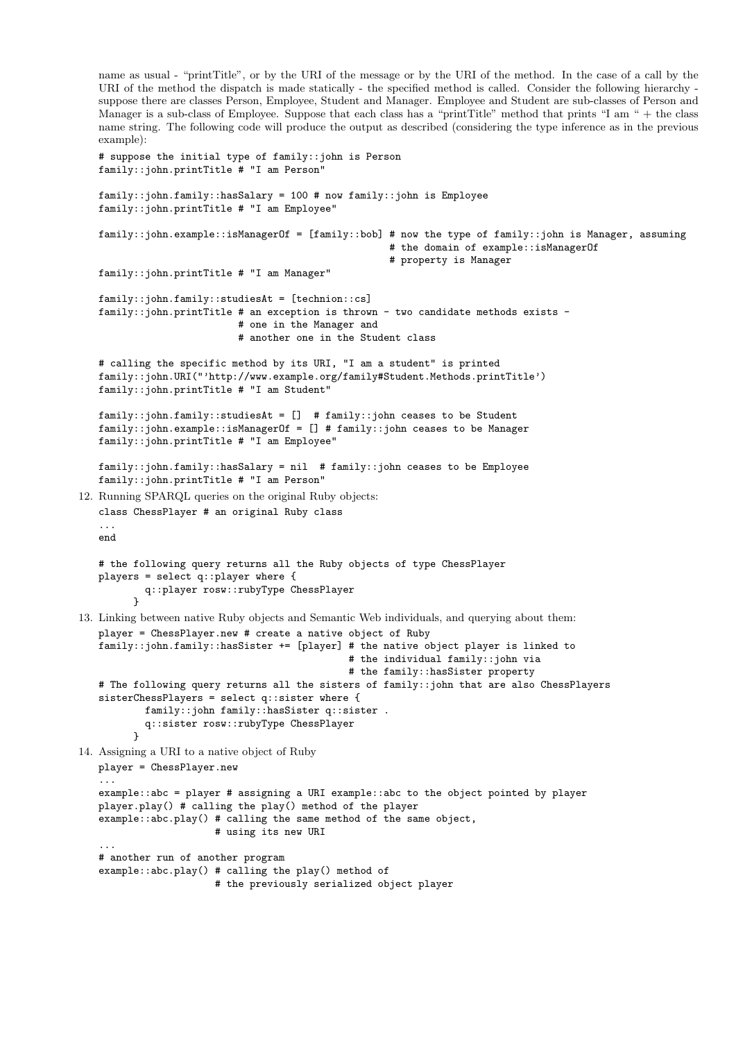name as usual - "printTitle", or by the URI of the message or by the URI of the method. In the case of a call by the URI of the method the dispatch is made statically - the specified method is called. Consider the following hierarchy - suppose there are classes Person, Employee, Student and Manager. Employee and Student are sub-classes of Person and Manager is a sub-class of Employee. Suppose that each class has a "printTitle" method that prints "I am " + the class name string. The following code will produce the output as described (considering the type inference as in the previous example):

```
# suppose the initial type of family::john is Person
family::john.printTitle # "I am Person"

family::john.family::hasSalary = 100 # now family::john is Employee
family::john.printTitle # "I am Employee"

family::john.example::isManagerOf = [family::bob] # now the type of family::john is Manager, assuming
                                                  # the domain of example::isManagerOf
                                                  # property is Manager
family::john.printTitle # "I am Manager"

family::john.family::studiesAt = [technion::cs]
family::john.printTitle # an exception is thrown - two candidate methods exists -
                        # one in the Manager and
                        # another one in the Student class

# calling the specific method by its URI, "I am a student" is printed
family::john.URI("'http://www.example.org/family#Student.Methods.printTitle')
family::john.printTitle # "I am Student"

family::john.family::studiesAt = []  # family::john ceases to be Student
family::john.example::isManagerOf = [] # family::john ceases to be Manager
family::john.printTitle # "I am Employee"

family::john.family::hasSalary = nil  # family::john ceases to be Employee
family::john.printTitle # "I am Person"
```

12. Running SPARQL queries on the original Ruby objects:

```
class ChessPlayer # an original Ruby class
...
end

# the following query returns all the Ruby objects of type ChessPlayer
players = select q::player where {
        q::player rosw::rubyType ChessPlayer
      }
```

13. Linking between native Ruby objects and Semantic Web individuals, and querying about them:

```
player = ChessPlayer.new # create a native object of Ruby
family::john.family::hasSister += [player] # the native object player is linked to
                                           # the individual family::john via
                                           # the family::hasSister property
# The following query returns all the sisters of family::john that are also ChessPlayers
sisterChessPlayers = select q::sister where {
        family::john family::hasSister q::sister .
        q::sister rosw::rubyType ChessPlayer
      }
```

14. Assigning a URI to a native object of Ruby

```
player = ChessPlayer.new
...
example::abc = player # assigning a URI example::abc to the object pointed by player
player.play() # calling the play() method of the player
example::abc.play() # calling the same method of the same object,
                    # using its new URI
...
# another run of another program
example::abc.play() # calling the play() method of
                    # the previously serialized object player
```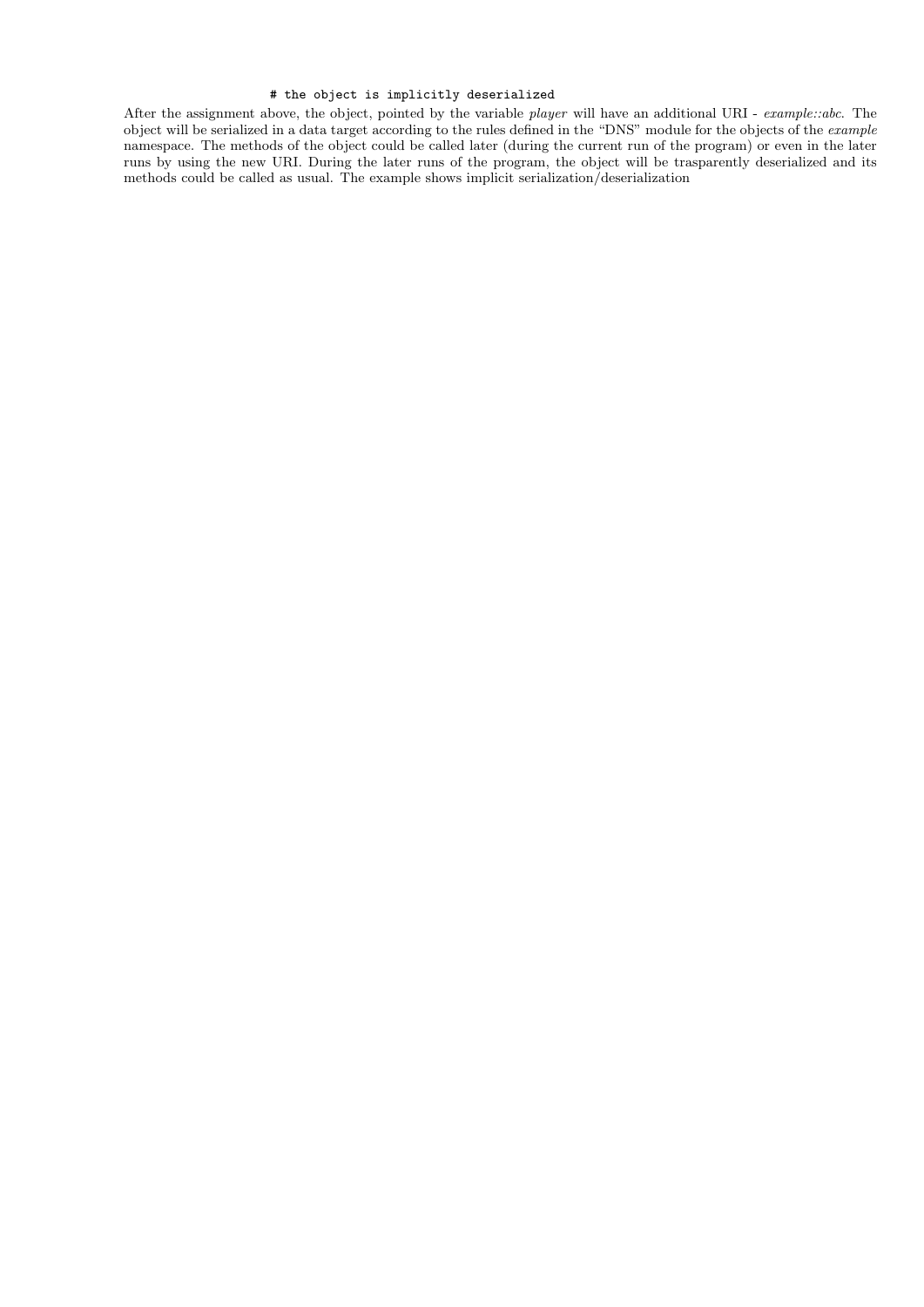```
# the object is implicitly deserialized
```

After the assignment above, the object, pointed by the variable *player* will have an additional URI - *example::abc*. The object will be serialized in a data target according to the rules defined in the "DNS" module for the objects of the *example* namespace. The methods of the object could be called later (during the current run of the program) or even in the later runs by using the new URI. During the later runs of the program, the object will be trasparently deserialized and its methods could be called as usual. The example shows implicit serialization/deserialization